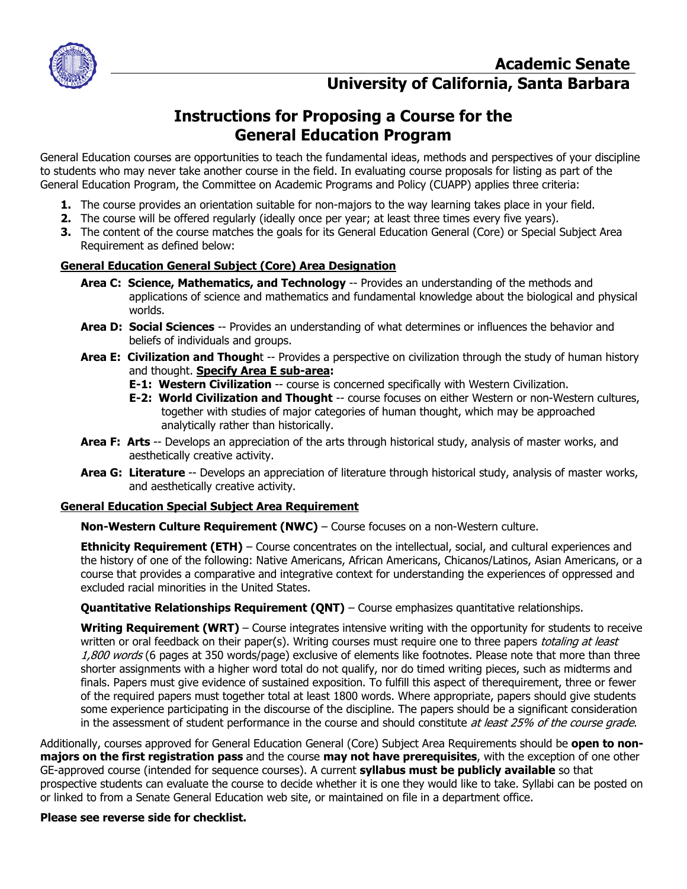# Academic Senate
# University of California, Santa Barbara

## Instructions for Proposing a Course for the General Education Program

General Education courses are opportunities to teach the fundamental ideas, methods and perspectives of your discipline to students who may never take another course in the field. In evaluating course proposals for listing as part of the General Education Program, the Committee on Academic Programs and Policy (CUAPP) applies three criteria:

1. The course provides an orientation suitable for non-majors to the way learning takes place in your field.
2. The course will be offered regularly (ideally once per year; at least three times every five years).
3. The content of the course matches the goals for its General Education General (Core) or Special Subject Area Requirement as defined below:

### General Education General Subject (Core) Area Designation

**Area C: Science, Mathematics, and Technology** -- Provides an understanding of the methods and applications of science and mathematics and fundamental knowledge about the biological and physical worlds.

**Area D: Social Sciences** -- Provides an understanding of what determines or influences the behavior and beliefs of individuals and groups.

**Area E: Civilization and Thought** -- Provides a perspective on civilization through the study of human history and thought. **Specify Area E sub-area:**

- **E-1: Western Civilization** -- course is concerned specifically with Western Civilization.
- **E-2: World Civilization and Thought** -- course focuses on either Western or non-Western cultures, together with studies of major categories of human thought, which may be approached analytically rather than historically.

**Area F: Arts** -- Develops an appreciation of the arts through historical study, analysis of master works, and aesthetically creative activity.

**Area G: Literature** -- Develops an appreciation of literature through historical study, analysis of master works, and aesthetically creative activity.

### General Education Special Subject Area Requirement

**Non-Western Culture Requirement (NWC)** – Course focuses on a non-Western culture.

**Ethnicity Requirement (ETH)** – Course concentrates on the intellectual, social, and cultural experiences and the history of one of the following: Native Americans, African Americans, Chicanos/Latinos, Asian Americans, or a course that provides a comparative and integrative context for understanding the experiences of oppressed and excluded racial minorities in the United States.

**Quantitative Relationships Requirement (QNT)** – Course emphasizes quantitative relationships.

**Writing Requirement (WRT)** – Course integrates intensive writing with the opportunity for students to receive written or oral feedback on their paper(s). Writing courses must require one to three papers *totaling at least 1,800 words* (6 pages at 350 words/page) exclusive of elements like footnotes. Please note that more than three shorter assignments with a higher word total do not qualify, nor do timed writing pieces, such as midterms and finals. Papers must give evidence of sustained exposition. To fulfill this aspect of therequirement, three or fewer of the required papers must together total at least 1800 words. Where appropriate, papers should give students some experience participating in the discourse of the discipline. The papers should be a significant consideration in the assessment of student performance in the course and should constitute *at least 25% of the course grade*.

Additionally, courses approved for General Education General (Core) Subject Area Requirements should be **open to non-majors on the first registration pass** and the course **may not have prerequisites**, with the exception of one other GE-approved course (intended for sequence courses). A current **syllabus must be publicly available** so that prospective students can evaluate the course to decide whether it is one they would like to take. Syllabi can be posted on or linked to from a Senate General Education web site, or maintained on file in a department office.

**Please see reverse side for checklist.**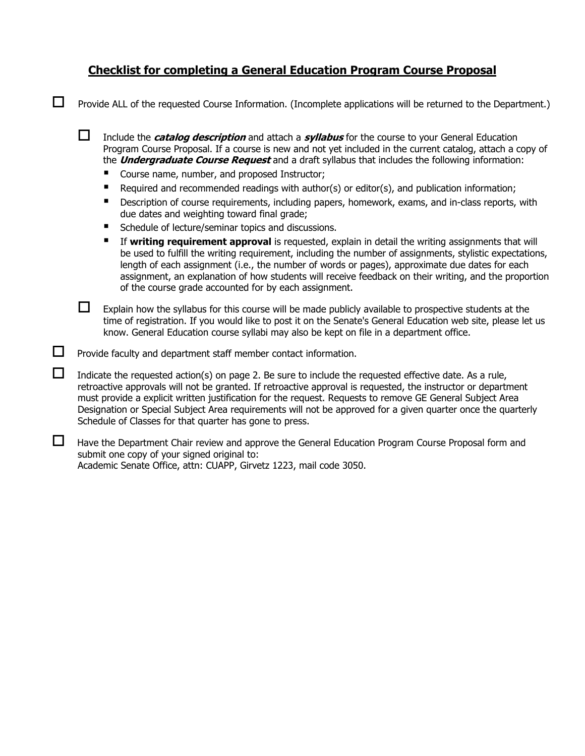## <u>Checklist for completing a General Education Program Course Proposal</u>

- [ ] Provide ALL of the requested Course Information. (Incomplete applications will be returned to the Department.)

    - [ ] Include the ***catalog description*** and attach a ***syllabus*** for the course to your General Education Program Course Proposal. If a course is new and not yet included in the current catalog, attach a copy of the ***Undergraduate Course Request*** and a draft syllabus that includes the following information:
        - Course name, number, and proposed Instructor;
        - Required and recommended readings with author(s) or editor(s), and publication information;
        - Description of course requirements, including papers, homework, exams, and in-class reports, with due dates and weighting toward final grade;
        - Schedule of lecture/seminar topics and discussions.
        - If **writing requirement approval** is requested, explain in detail the writing assignments that will be used to fulfill the writing requirement, including the number of assignments, stylistic expectations, length of each assignment (i.e., the number of words or pages), approximate due dates for each assignment, an explanation of how students will receive feedback on their writing, and the proportion of the course grade accounted for by each assignment.

    - [ ] Explain how the syllabus for this course will be made publicly available to prospective students at the time of registration. If you would like to post it on the Senate's General Education web site, please let us know. General Education course syllabi may also be kept on file in a department office.

- [ ] Provide faculty and department staff member contact information.

- [ ] Indicate the requested action(s) on page 2. Be sure to include the requested effective date. As a rule, retroactive approvals will not be granted. If retroactive approval is requested, the instructor or department must provide a explicit written justification for the request. Requests to remove GE General Subject Area Designation or Special Subject Area requirements will not be approved for a given quarter once the quarterly Schedule of Classes for that quarter has gone to press.

- [ ] Have the Department Chair review and approve the General Education Program Course Proposal form and submit one copy of your signed original to:
  Academic Senate Office, attn: CUAPP, Girvetz 1223, mail code 3050.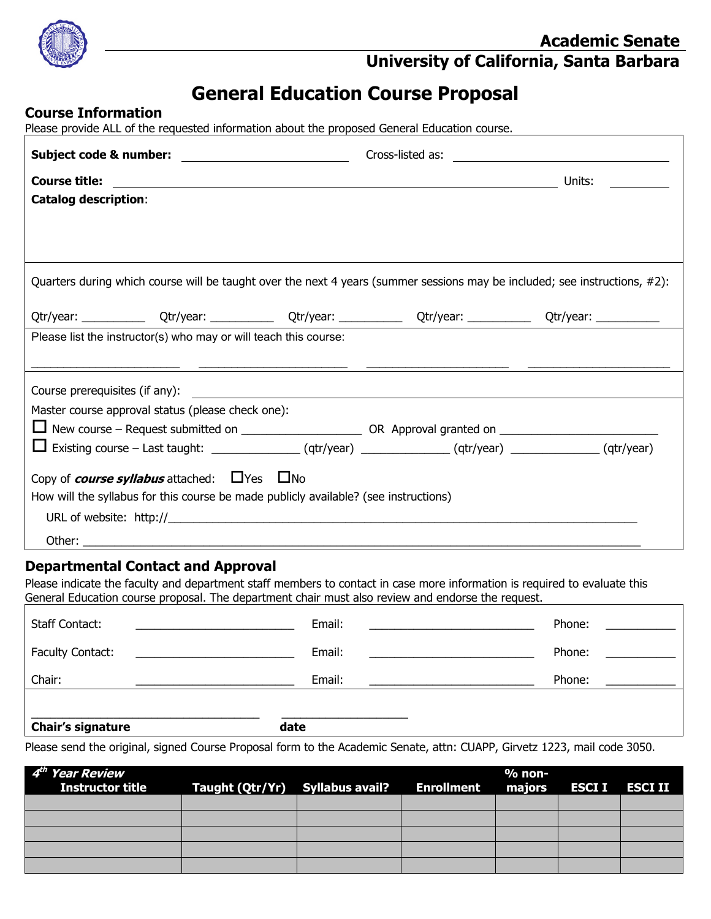Academic Senate
University of California, Santa Barbara

# General Education Course Proposal

## Course Information

Please provide ALL of the requested information about the proposed General Education course.

**Subject code & number:** ____________________ Cross-listed as: ______________________________

**Course title:** ____________________________________________________________ Units: ________

**Catalog description**:

Quarters during which course will be taught over the next 4 years (summer sessions may be included; see instructions, #2):

Qtr/year: ________ Qtr/year: ________ Qtr/year: ________ Qtr/year: ________ Qtr/year: ________

Please list the instructor(s) who may or will teach this course:

__________________ __________________ __________________ __________________

Course prerequisites (if any): ____________________________________________________________

Master course approval status (please check one):

☐ New course – Request submitted on ________________ OR Approval granted on ____________________

☐ Existing course – Last taught: ____________ (qtr/year) ____________ (qtr/year) ____________ (qtr/year)

Copy of ***course syllabus*** attached: ☐Yes ☐No

How will the syllabus for this course be made publicly available? (see instructions)

URL of website: http://____________________________________________________________

Other: ____________________________________________________________________

## Departmental Contact and Approval

Please indicate the faculty and department staff members to contact in case more information is required to evaluate this General Education course proposal. The department chair must also review and endorse the request.

Staff Contact: ____________________ Email: ____________________ Phone: __________

Faculty Contact: ____________________ Email: ____________________ Phone: __________

Chair: ____________________ Email: ____________________ Phone: __________

______________________________ ________________

**Chair's signature** **date**

Please send the original, signed Course Proposal form to the Academic Senate, attn: CUAPP, Girvetz 1223, mail code 3050.

| ***4th Year Review*** Instructor title | Taught (Qtr/Yr) | Syllabus avail? | Enrollment | % non-majors | ESCI I | ESCI II |
|---|---|---|---|---|---|---|
| | | | | | | |
| | | | | | | |
| | | | | | | |
| | | | | | | |
| | | | | | | |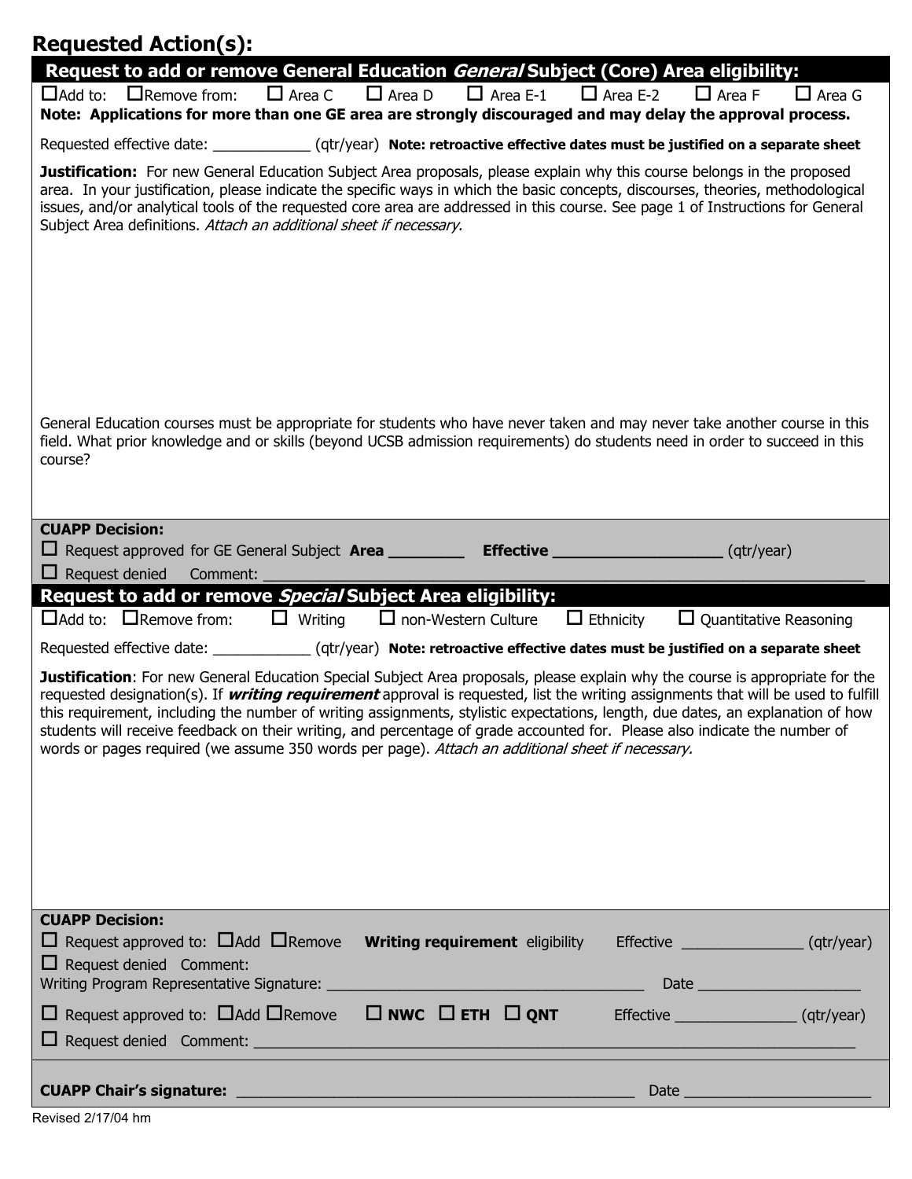## Requested Action(s):

### Request to add or remove General Education *General* Subject (Core) Area eligibility:

☐ Add to: ☐ Remove from: ☐ Area C ☐ Area D ☐ Area E-1 ☐ Area E-2 ☐ Area F ☐ Area G

**Note: Applications for more than one GE area are strongly discouraged and may delay the approval process.**

Requested effective date: ____________ (qtr/year) **Note: retroactive effective dates must be justified on a separate sheet**

**Justification:** For new General Education Subject Area proposals, please explain why this course belongs in the proposed area. In your justification, please indicate the specific ways in which the basic concepts, discourses, theories, methodological issues, and/or analytical tools of the requested core area are addressed in this course. See page 1 of Instructions for General Subject Area definitions. *Attach an additional sheet if necessary.*

General Education courses must be appropriate for students who have never taken and may never take another course in this field. What prior knowledge and or skills (beyond UCSB admission requirements) do students need in order to succeed in this course?

**CUAPP Decision:**

☐ Request approved for GE General Subject **Area ________** **Effective ___________________** (qtr/year)

☐ Request denied Comment: ____________________________________________________________________________

### Request to add or remove *Special* Subject Area eligibility:

☐ Add to: ☐ Remove from: ☐ Writing ☐ non-Western Culture ☐ Ethnicity ☐ Quantitative Reasoning

Requested effective date: ____________ (qtr/year) **Note: retroactive effective dates must be justified on a separate sheet**

**Justification**: For new General Education Special Subject Area proposals, please explain why the course is appropriate for the requested designation(s). If ***writing requirement*** approval is requested, list the writing assignments that will be used to fulfill this requirement, including the number of writing assignments, stylistic expectations, length, due dates, an explanation of how students will receive feedback on their writing, and percentage of grade accounted for. Please also indicate the number of words or pages required (we assume 350 words per page). *Attach an additional sheet if necessary.*

**CUAPP Decision:**

☐ Request approved to: ☐ Add ☐ Remove **Writing requirement** eligibility Effective _______________ (qtr/year)

☐ Request denied Comment:

Writing Program Representative Signature: ________________________________________ Date ____________________

☐ Request approved to: ☐ Add ☐ Remove **☐ NWC ☐ ETH ☐ QNT** Effective _______________ (qtr/year)

☐ Request denied Comment: ____________________________________________________________________________

**CUAPP Chair's signature:** ________________________________________________ Date ______________________

Revised 2/17/04 hm